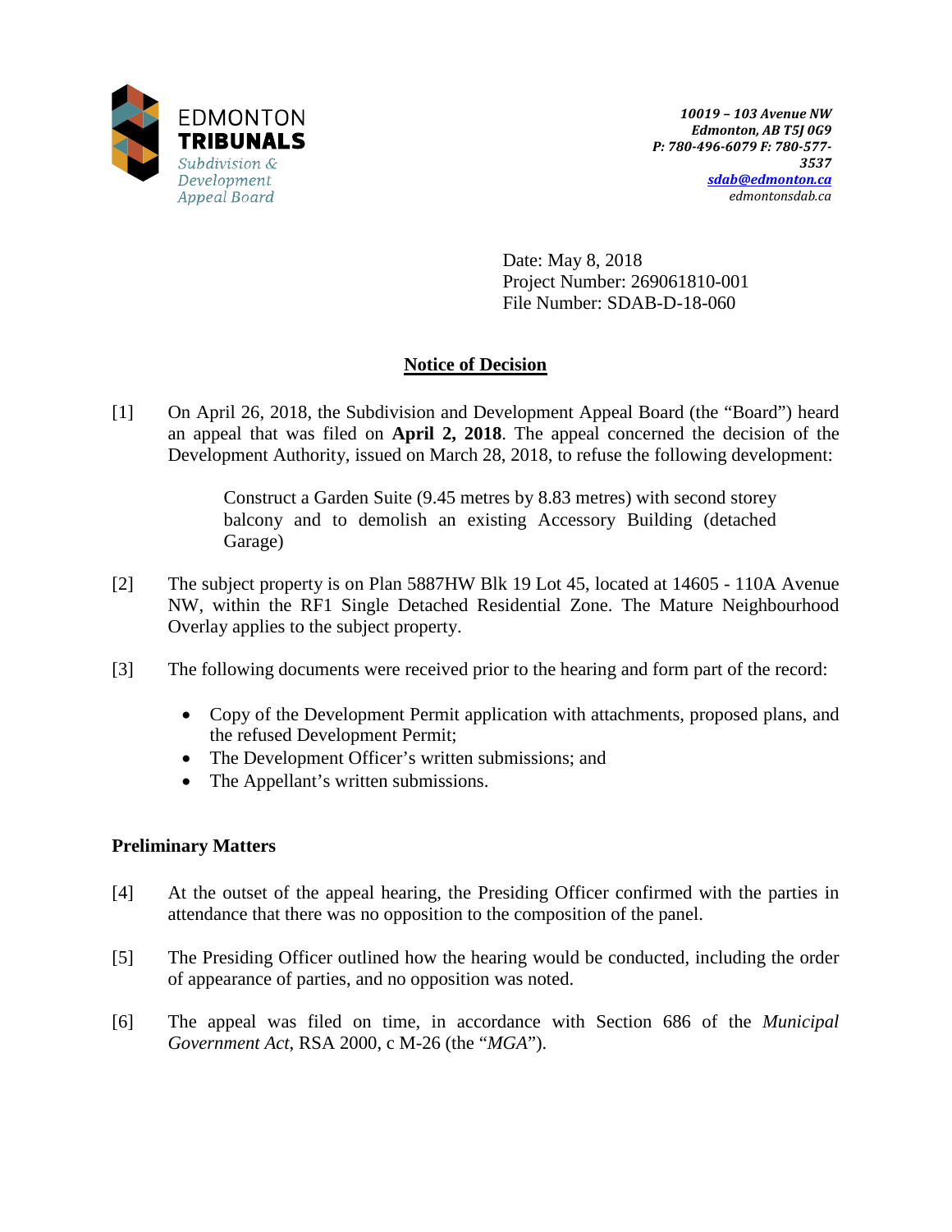EDMONTON
**TRIBUNALS**
*Subdivision & Development Appeal Board*

***10019 – 103 Avenue NW***
***Edmonton, AB T5J 0G9***
***P: 780-496-6079 F: 780-577-3537***
***sdab@edmonton.ca***
*edmontonsdab.ca*

Date: May 8, 2018
Project Number: 269061810-001
File Number: SDAB-D-18-060

## Notice of Decision

[1] On April 26, 2018, the Subdivision and Development Appeal Board (the "Board") heard an appeal that was filed on **April 2, 2018**. The appeal concerned the decision of the Development Authority, issued on March 28, 2018, to refuse the following development:

> Construct a Garden Suite (9.45 metres by 8.83 metres) with second storey balcony and to demolish an existing Accessory Building (detached Garage)

[2] The subject property is on Plan 5887HW Blk 19 Lot 45, located at 14605 - 110A Avenue NW, within the RF1 Single Detached Residential Zone. The Mature Neighbourhood Overlay applies to the subject property.

[3] The following documents were received prior to the hearing and form part of the record:

- Copy of the Development Permit application with attachments, proposed plans, and the refused Development Permit;
- The Development Officer's written submissions; and
- The Appellant's written submissions.

### Preliminary Matters

[4] At the outset of the appeal hearing, the Presiding Officer confirmed with the parties in attendance that there was no opposition to the composition of the panel.

[5] The Presiding Officer outlined how the hearing would be conducted, including the order of appearance of parties, and no opposition was noted.

[6] The appeal was filed on time, in accordance with Section 686 of the *Municipal Government Act*, RSA 2000, c M-26 (the "*MGA*").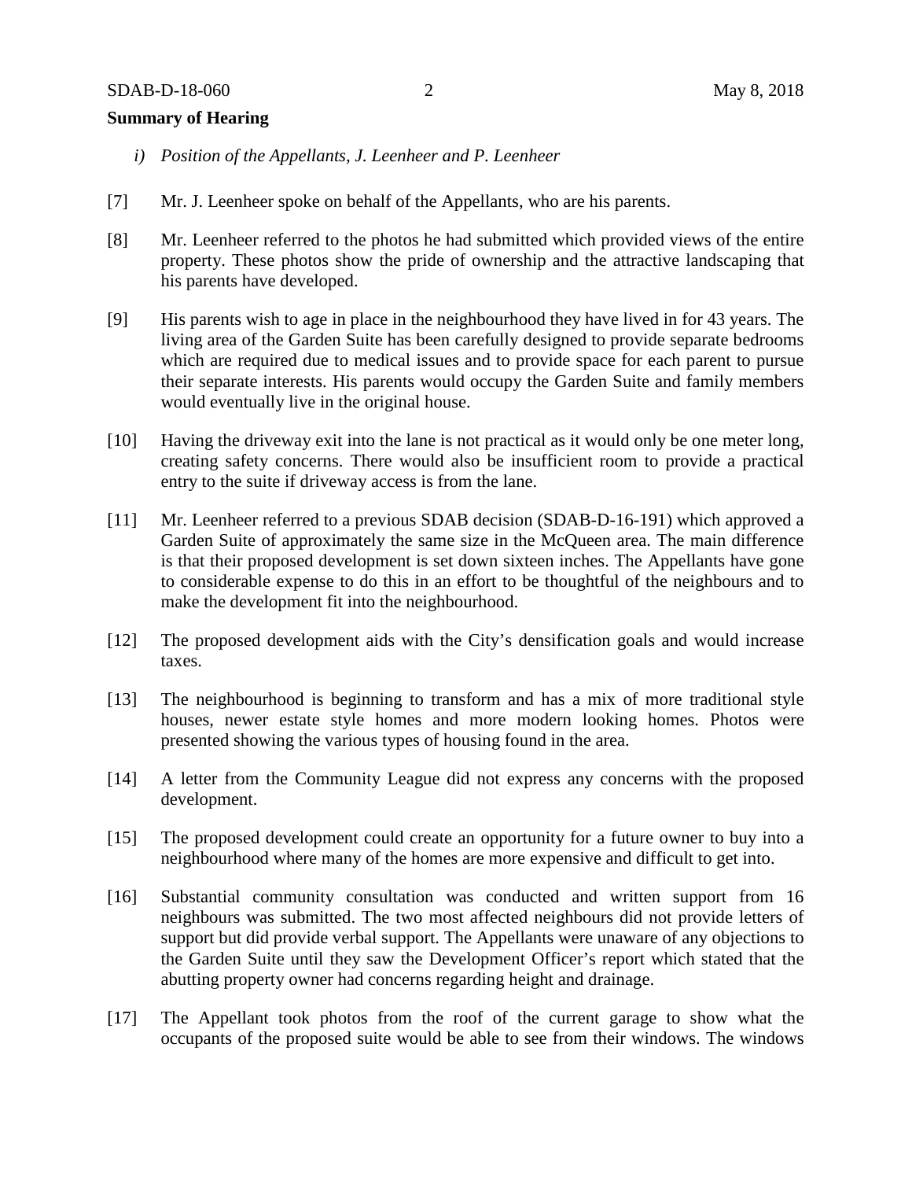**Summary of Hearing**

*i) Position of the Appellants, J. Leenheer and P. Leenheer*

[7] Mr. J. Leenheer spoke on behalf of the Appellants, who are his parents.

[8] Mr. Leenheer referred to the photos he had submitted which provided views of the entire property. These photos show the pride of ownership and the attractive landscaping that his parents have developed.

[9] His parents wish to age in place in the neighbourhood they have lived in for 43 years. The living area of the Garden Suite has been carefully designed to provide separate bedrooms which are required due to medical issues and to provide space for each parent to pursue their separate interests. His parents would occupy the Garden Suite and family members would eventually live in the original house.

[10] Having the driveway exit into the lane is not practical as it would only be one meter long, creating safety concerns. There would also be insufficient room to provide a practical entry to the suite if driveway access is from the lane.

[11] Mr. Leenheer referred to a previous SDAB decision (SDAB-D-16-191) which approved a Garden Suite of approximately the same size in the McQueen area. The main difference is that their proposed development is set down sixteen inches. The Appellants have gone to considerable expense to do this in an effort to be thoughtful of the neighbours and to make the development fit into the neighbourhood.

[12] The proposed development aids with the City's densification goals and would increase taxes.

[13] The neighbourhood is beginning to transform and has a mix of more traditional style houses, newer estate style homes and more modern looking homes. Photos were presented showing the various types of housing found in the area.

[14] A letter from the Community League did not express any concerns with the proposed development.

[15] The proposed development could create an opportunity for a future owner to buy into a neighbourhood where many of the homes are more expensive and difficult to get into.

[16] Substantial community consultation was conducted and written support from 16 neighbours was submitted. The two most affected neighbours did not provide letters of support but did provide verbal support. The Appellants were unaware of any objections to the Garden Suite until they saw the Development Officer's report which stated that the abutting property owner had concerns regarding height and drainage.

[17] The Appellant took photos from the roof of the current garage to show what the occupants of the proposed suite would be able to see from their windows. The windows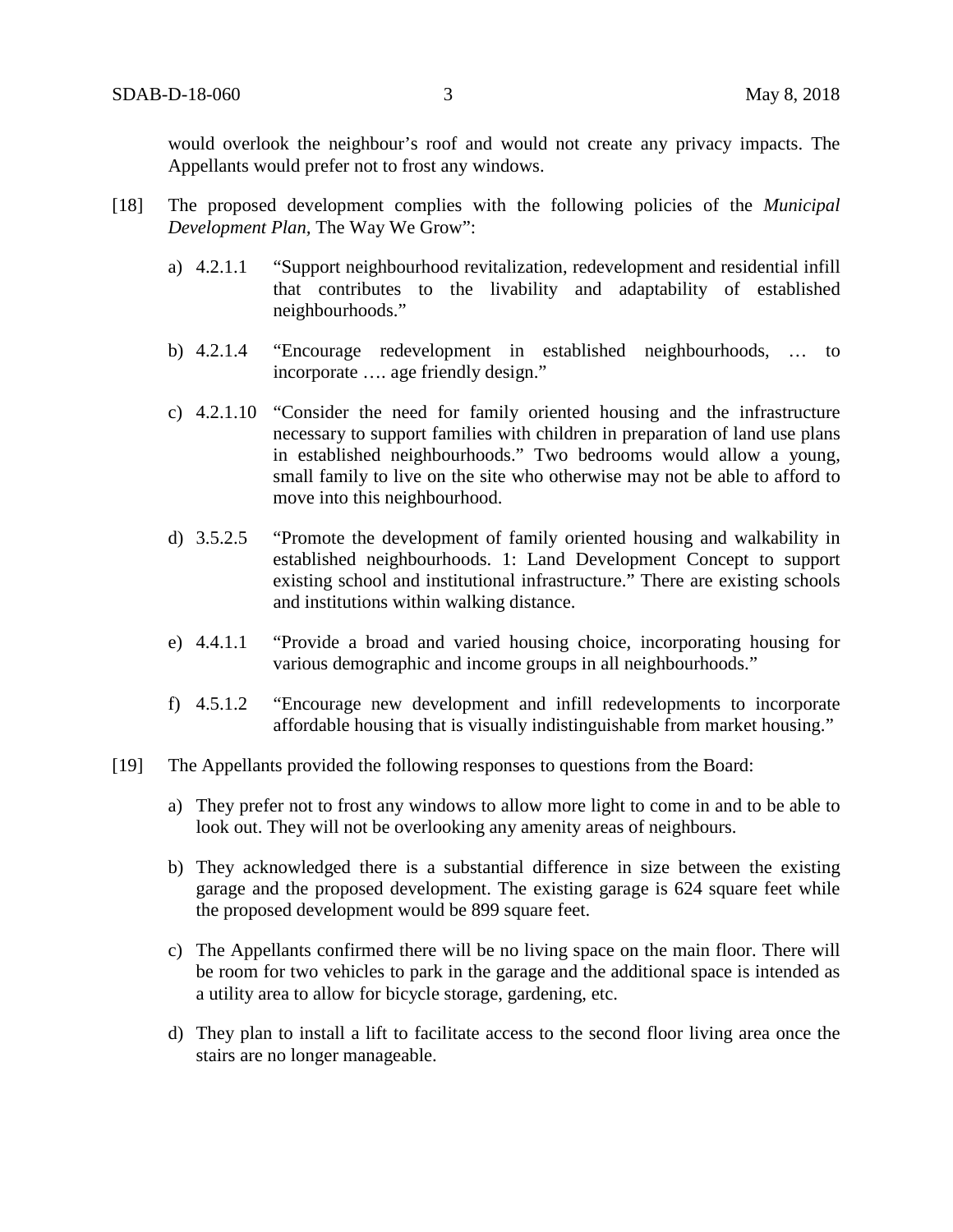would overlook the neighbour's roof and would not create any privacy impacts. The Appellants would prefer not to frost any windows.

[18] The proposed development complies with the following policies of the *Municipal Development Plan*, The Way We Grow":

a) 4.2.1.1 "Support neighbourhood revitalization, redevelopment and residential infill that contributes to the livability and adaptability of established neighbourhoods."

b) 4.2.1.4 "Encourage redevelopment in established neighbourhoods, … to incorporate …. age friendly design."

c) 4.2.1.10 "Consider the need for family oriented housing and the infrastructure necessary to support families with children in preparation of land use plans in established neighbourhoods." Two bedrooms would allow a young, small family to live on the site who otherwise may not be able to afford to move into this neighbourhood.

d) 3.5.2.5 "Promote the development of family oriented housing and walkability in established neighbourhoods. 1: Land Development Concept to support existing school and institutional infrastructure." There are existing schools and institutions within walking distance.

e) 4.4.1.1 "Provide a broad and varied housing choice, incorporating housing for various demographic and income groups in all neighbourhoods."

f) 4.5.1.2 "Encourage new development and infill redevelopments to incorporate affordable housing that is visually indistinguishable from market housing."

[19] The Appellants provided the following responses to questions from the Board:

a) They prefer not to frost any windows to allow more light to come in and to be able to look out. They will not be overlooking any amenity areas of neighbours.

b) They acknowledged there is a substantial difference in size between the existing garage and the proposed development. The existing garage is 624 square feet while the proposed development would be 899 square feet.

c) The Appellants confirmed there will be no living space on the main floor. There will be room for two vehicles to park in the garage and the additional space is intended as a utility area to allow for bicycle storage, gardening, etc.

d) They plan to install a lift to facilitate access to the second floor living area once the stairs are no longer manageable.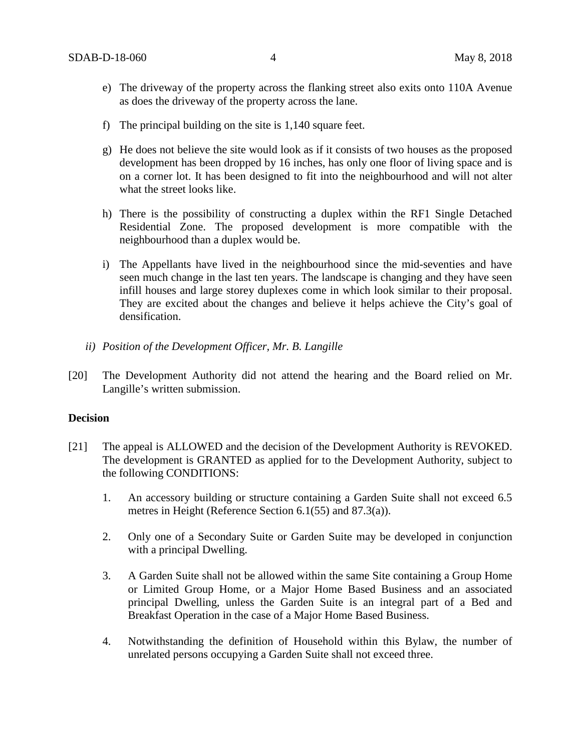e) The driveway of the property across the flanking street also exits onto 110A Avenue as does the driveway of the property across the lane.

f) The principal building on the site is 1,140 square feet.

g) He does not believe the site would look as if it consists of two houses as the proposed development has been dropped by 16 inches, has only one floor of living space and is on a corner lot. It has been designed to fit into the neighbourhood and will not alter what the street looks like.

h) There is the possibility of constructing a duplex within the RF1 Single Detached Residential Zone. The proposed development is more compatible with the neighbourhood than a duplex would be.

i) The Appellants have lived in the neighbourhood since the mid-seventies and have seen much change in the last ten years. The landscape is changing and they have seen infill houses and large storey duplexes come in which look similar to their proposal. They are excited about the changes and believe it helps achieve the City's goal of densification.

*ii) Position of the Development Officer, Mr. B. Langille*

[20] The Development Authority did not attend the hearing and the Board relied on Mr. Langille's written submission.

**Decision**

[21] The appeal is ALLOWED and the decision of the Development Authority is REVOKED. The development is GRANTED as applied for to the Development Authority, subject to the following CONDITIONS:

1. An accessory building or structure containing a Garden Suite shall not exceed 6.5 metres in Height (Reference Section 6.1(55) and 87.3(a)).

2. Only one of a Secondary Suite or Garden Suite may be developed in conjunction with a principal Dwelling.

3. A Garden Suite shall not be allowed within the same Site containing a Group Home or Limited Group Home, or a Major Home Based Business and an associated principal Dwelling, unless the Garden Suite is an integral part of a Bed and Breakfast Operation in the case of a Major Home Based Business.

4. Notwithstanding the definition of Household within this Bylaw, the number of unrelated persons occupying a Garden Suite shall not exceed three.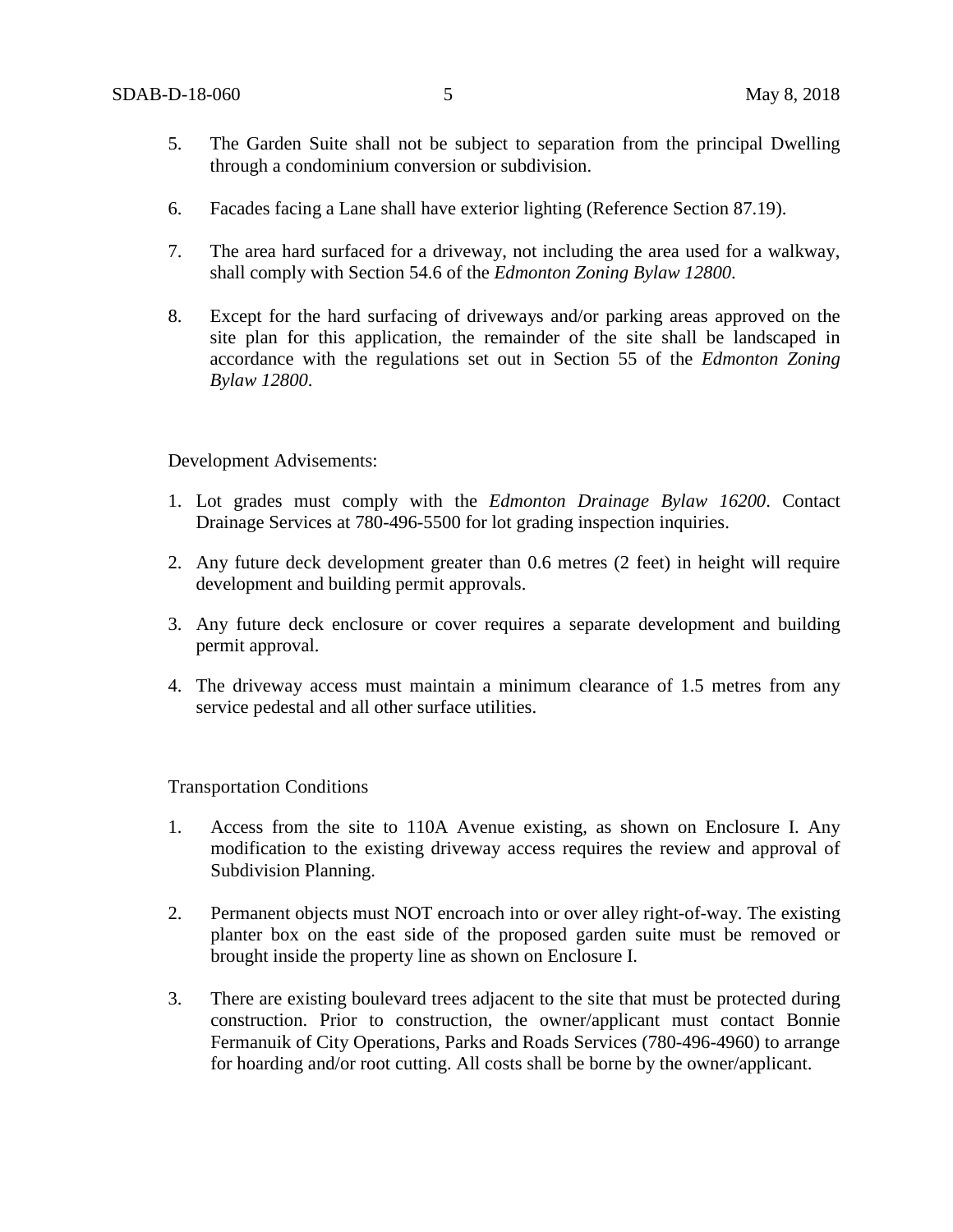5. The Garden Suite shall not be subject to separation from the principal Dwelling through a condominium conversion or subdivision.

6. Facades facing a Lane shall have exterior lighting (Reference Section 87.19).

7. The area hard surfaced for a driveway, not including the area used for a walkway, shall comply with Section 54.6 of the *Edmonton Zoning Bylaw 12800*.

8. Except for the hard surfacing of driveways and/or parking areas approved on the site plan for this application, the remainder of the site shall be landscaped in accordance with the regulations set out in Section 55 of the *Edmonton Zoning Bylaw 12800*.

Development Advisements:

1. Lot grades must comply with the *Edmonton Drainage Bylaw 16200*. Contact Drainage Services at 780-496-5500 for lot grading inspection inquiries.

2. Any future deck development greater than 0.6 metres (2 feet) in height will require development and building permit approvals.

3. Any future deck enclosure or cover requires a separate development and building permit approval.

4. The driveway access must maintain a minimum clearance of 1.5 metres from any service pedestal and all other surface utilities.

Transportation Conditions

1. Access from the site to 110A Avenue existing, as shown on Enclosure I. Any modification to the existing driveway access requires the review and approval of Subdivision Planning.

2. Permanent objects must NOT encroach into or over alley right-of-way. The existing planter box on the east side of the proposed garden suite must be removed or brought inside the property line as shown on Enclosure I.

3. There are existing boulevard trees adjacent to the site that must be protected during construction. Prior to construction, the owner/applicant must contact Bonnie Fermanuik of City Operations, Parks and Roads Services (780-496-4960) to arrange for hoarding and/or root cutting. All costs shall be borne by the owner/applicant.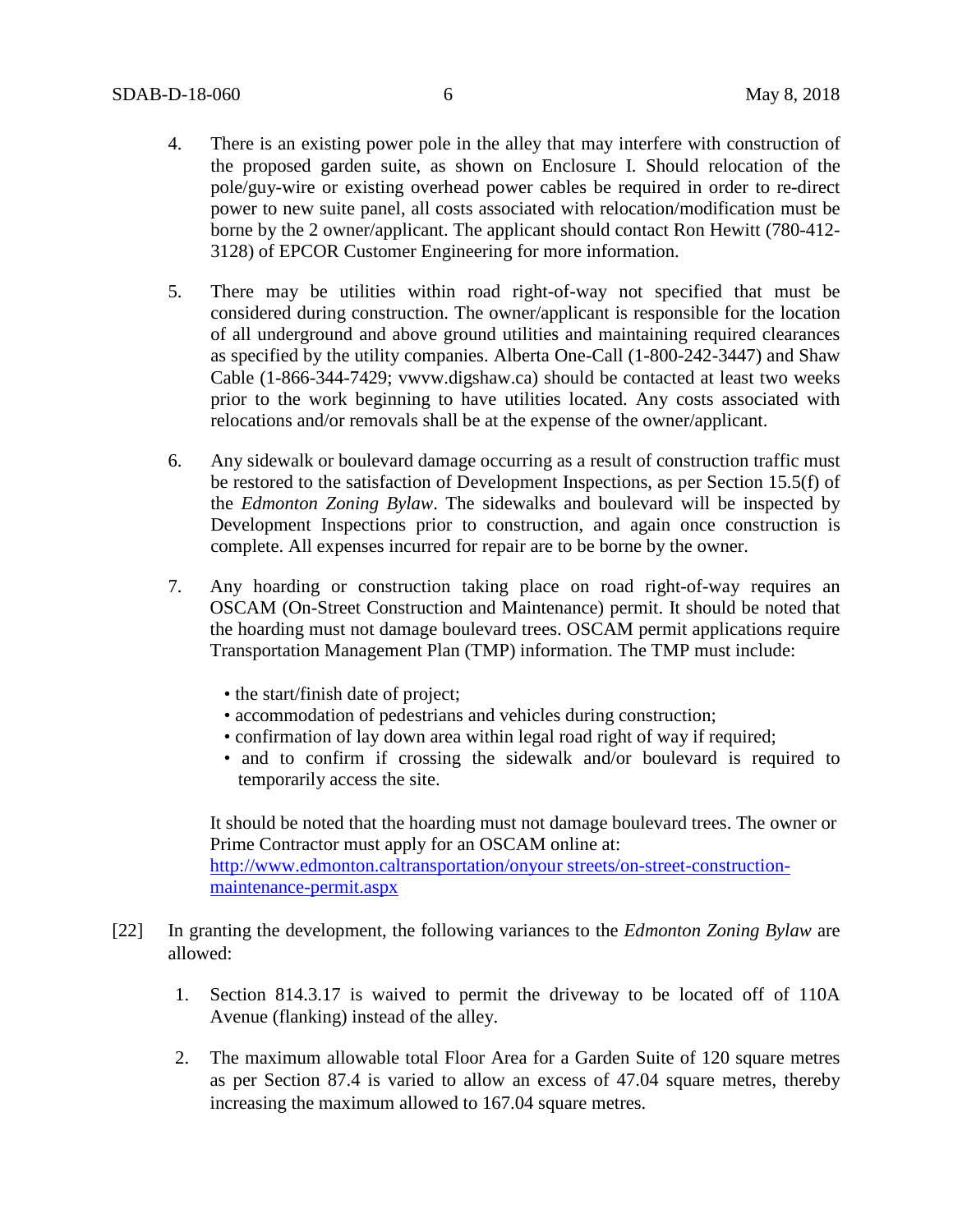4. There is an existing power pole in the alley that may interfere with construction of the proposed garden suite, as shown on Enclosure I. Should relocation of the pole/guy-wire or existing overhead power cables be required in order to re-direct power to new suite panel, all costs associated with relocation/modification must be borne by the 2 owner/applicant. The applicant should contact Ron Hewitt (780-412-3128) of EPCOR Customer Engineering for more information.

5. There may be utilities within road right-of-way not specified that must be considered during construction. The owner/applicant is responsible for the location of all underground and above ground utilities and maintaining required clearances as specified by the utility companies. Alberta One-Call (1-800-242-3447) and Shaw Cable (1-866-344-7429; vwvw.digshaw.ca) should be contacted at least two weeks prior to the work beginning to have utilities located. Any costs associated with relocations and/or removals shall be at the expense of the owner/applicant.

6. Any sidewalk or boulevard damage occurring as a result of construction traffic must be restored to the satisfaction of Development Inspections, as per Section 15.5(f) of the *Edmonton Zoning Bylaw*. The sidewalks and boulevard will be inspected by Development Inspections prior to construction, and again once construction is complete. All expenses incurred for repair are to be borne by the owner.

7. Any hoarding or construction taking place on road right-of-way requires an OSCAM (On-Street Construction and Maintenance) permit. It should be noted that the hoarding must not damage boulevard trees. OSCAM permit applications require Transportation Management Plan (TMP) information. The TMP must include:

   - the start/finish date of project;
   - accommodation of pedestrians and vehicles during construction;
   - confirmation of lay down area within legal road right of way if required;
   - and to confirm if crossing the sidewalk and/or boulevard is required to temporarily access the site.

   It should be noted that the hoarding must not damage boulevard trees. The owner or Prime Contractor must apply for an OSCAM online at: [http://www.edmonton.caltransportation/onyour streets/on-street-construction-maintenance-permit.aspx](http://www.edmonton.caltransportation/onyour streets/on-street-construction-maintenance-permit.aspx)

[22] In granting the development, the following variances to the *Edmonton Zoning Bylaw* are allowed:

1. Section 814.3.17 is waived to permit the driveway to be located off of 110A Avenue (flanking) instead of the alley.

2. The maximum allowable total Floor Area for a Garden Suite of 120 square metres as per Section 87.4 is varied to allow an excess of 47.04 square metres, thereby increasing the maximum allowed to 167.04 square metres.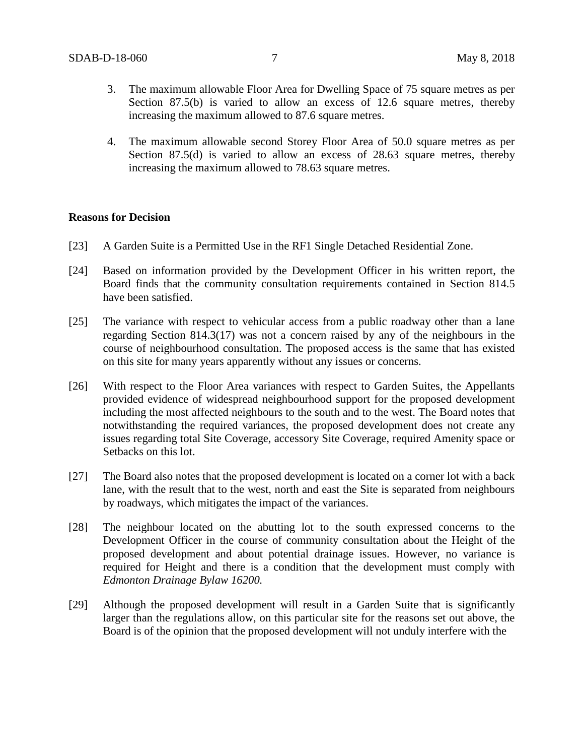3. The maximum allowable Floor Area for Dwelling Space of 75 square metres as per Section 87.5(b) is varied to allow an excess of 12.6 square metres, thereby increasing the maximum allowed to 87.6 square metres.

4. The maximum allowable second Storey Floor Area of 50.0 square metres as per Section 87.5(d) is varied to allow an excess of 28.63 square metres, thereby increasing the maximum allowed to 78.63 square metres.

**Reasons for Decision**

[23] A Garden Suite is a Permitted Use in the RF1 Single Detached Residential Zone.

[24] Based on information provided by the Development Officer in his written report, the Board finds that the community consultation requirements contained in Section 814.5 have been satisfied.

[25] The variance with respect to vehicular access from a public roadway other than a lane regarding Section 814.3(17) was not a concern raised by any of the neighbours in the course of neighbourhood consultation. The proposed access is the same that has existed on this site for many years apparently without any issues or concerns.

[26] With respect to the Floor Area variances with respect to Garden Suites, the Appellants provided evidence of widespread neighbourhood support for the proposed development including the most affected neighbours to the south and to the west. The Board notes that notwithstanding the required variances, the proposed development does not create any issues regarding total Site Coverage, accessory Site Coverage, required Amenity space or Setbacks on this lot.

[27] The Board also notes that the proposed development is located on a corner lot with a back lane, with the result that to the west, north and east the Site is separated from neighbours by roadways, which mitigates the impact of the variances.

[28] The neighbour located on the abutting lot to the south expressed concerns to the Development Officer in the course of community consultation about the Height of the proposed development and about potential drainage issues. However, no variance is required for Height and there is a condition that the development must comply with *Edmonton Drainage Bylaw 16200.*

[29] Although the proposed development will result in a Garden Suite that is significantly larger than the regulations allow, on this particular site for the reasons set out above, the Board is of the opinion that the proposed development will not unduly interfere with the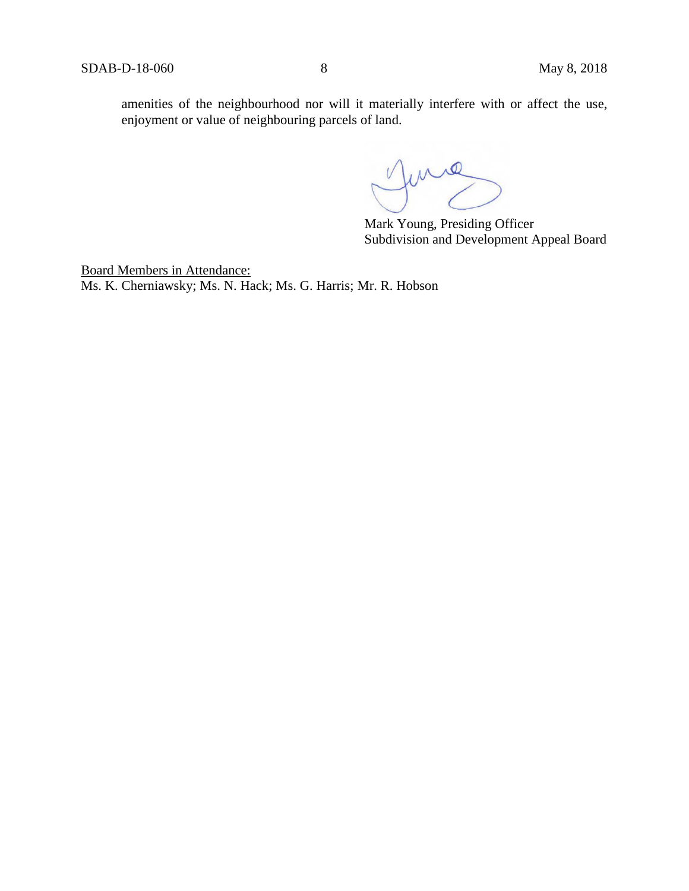amenities of the neighbourhood nor will it materially interfere with or affect the use, enjoyment or value of neighbouring parcels of land.

Mark Young, Presiding Officer
Subdivision and Development Appeal Board

Board Members in Attendance:
Ms. K. Cherniawsky; Ms. N. Hack; Ms. G. Harris; Mr. R. Hobson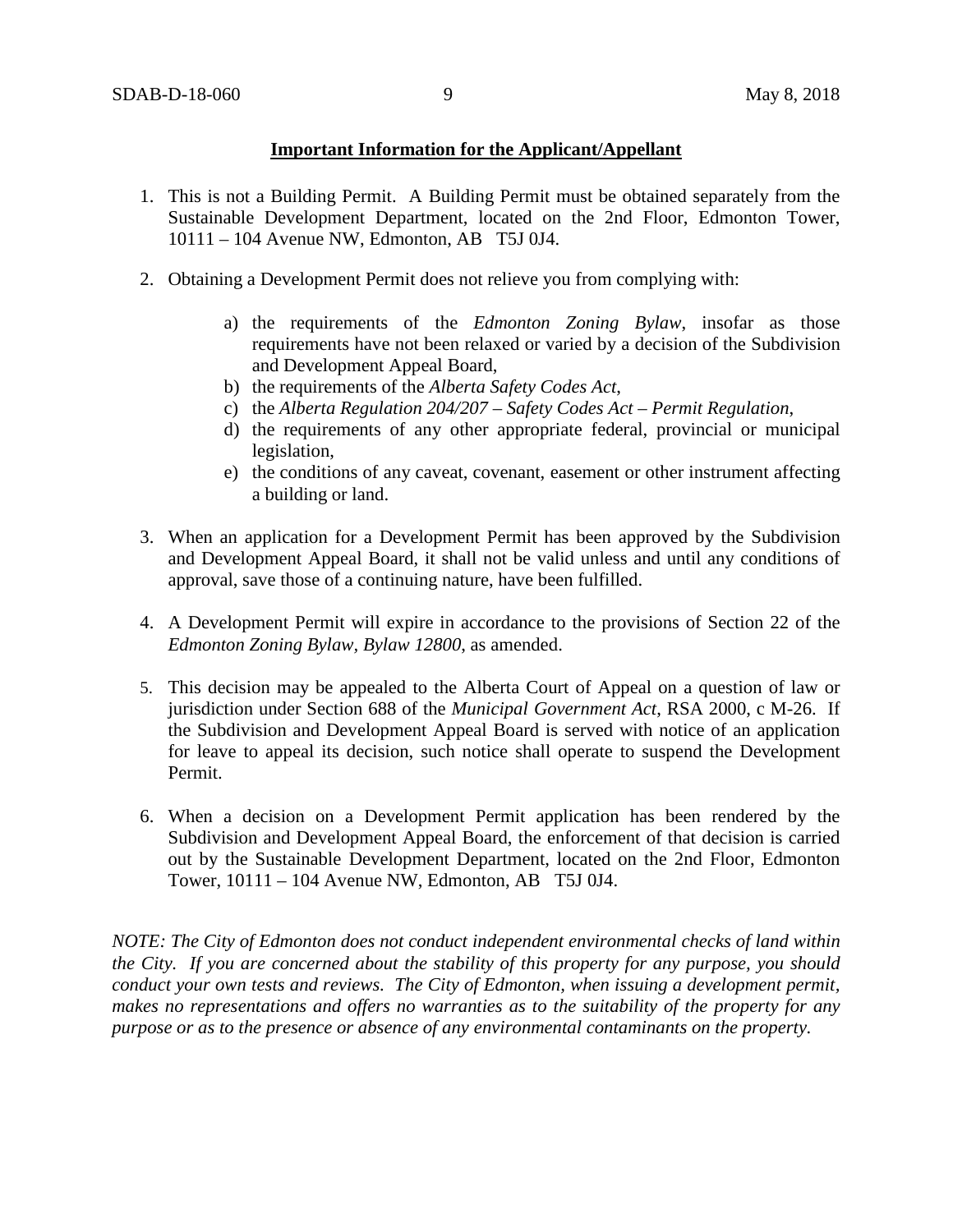**Important Information for the Applicant/Appellant**

1. This is not a Building Permit. A Building Permit must be obtained separately from the Sustainable Development Department, located on the 2nd Floor, Edmonton Tower, 10111 – 104 Avenue NW, Edmonton, AB T5J 0J4.

2. Obtaining a Development Permit does not relieve you from complying with:

   a) the requirements of the *Edmonton Zoning Bylaw*, insofar as those requirements have not been relaxed or varied by a decision of the Subdivision and Development Appeal Board,
   b) the requirements of the *Alberta Safety Codes Act*,
   c) the *Alberta Regulation 204/207 – Safety Codes Act – Permit Regulation*,
   d) the requirements of any other appropriate federal, provincial or municipal legislation,
   e) the conditions of any caveat, covenant, easement or other instrument affecting a building or land.

3. When an application for a Development Permit has been approved by the Subdivision and Development Appeal Board, it shall not be valid unless and until any conditions of approval, save those of a continuing nature, have been fulfilled.

4. A Development Permit will expire in accordance to the provisions of Section 22 of the *Edmonton Zoning Bylaw, Bylaw 12800*, as amended.

5. This decision may be appealed to the Alberta Court of Appeal on a question of law or jurisdiction under Section 688 of the *Municipal Government Act*, RSA 2000, c M-26. If the Subdivision and Development Appeal Board is served with notice of an application for leave to appeal its decision, such notice shall operate to suspend the Development Permit.

6. When a decision on a Development Permit application has been rendered by the Subdivision and Development Appeal Board, the enforcement of that decision is carried out by the Sustainable Development Department, located on the 2nd Floor, Edmonton Tower, 10111 – 104 Avenue NW, Edmonton, AB T5J 0J4.

*NOTE: The City of Edmonton does not conduct independent environmental checks of land within the City. If you are concerned about the stability of this property for any purpose, you should conduct your own tests and reviews. The City of Edmonton, when issuing a development permit, makes no representations and offers no warranties as to the suitability of the property for any purpose or as to the presence or absence of any environmental contaminants on the property.*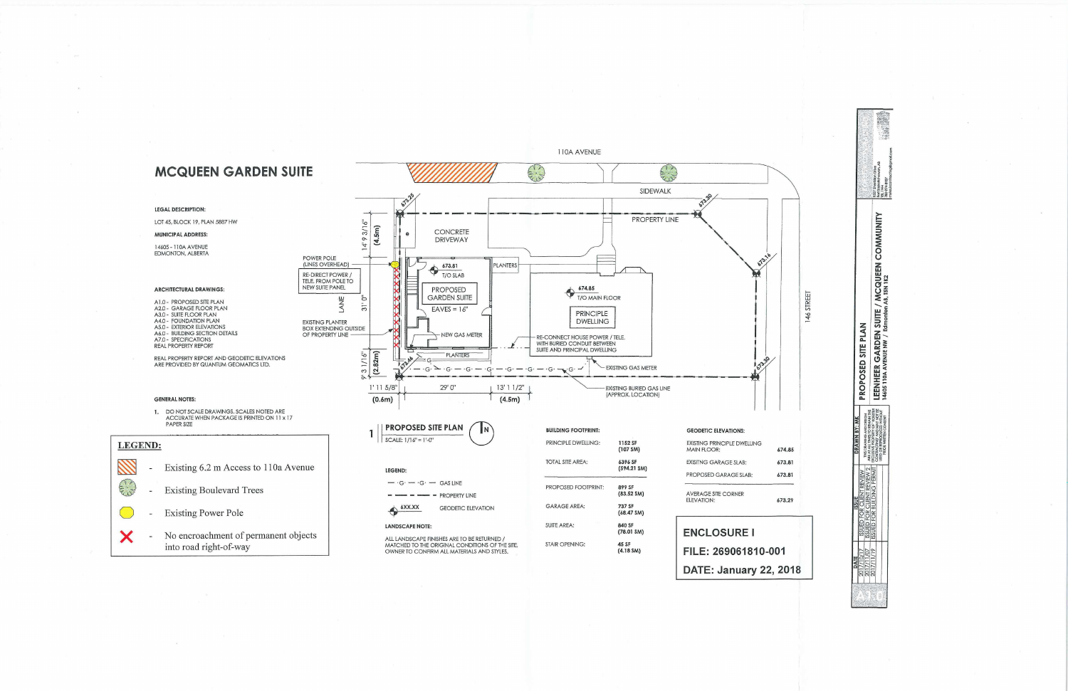# MCQUEEN GARDEN SUITE

**LEGAL DESCRIPTION:**

LOT 45, BLOCK 19, PLAN 5887 HW

**MUNICIPAL ADDRESS:**

14605 - 110A AVENUE
EDMONTON, ALBERTA

**ARCHITECTURAL DRAWINGS:**

- A1.0 - PROPOSED SITE PLAN
- A2.0 - GARAGE FLOOR PLAN
- A3.0 - SUITE FLOOR PLAN
- A4.0 - FOUNDATION PLAN
- A5.0 - EXTERIOR ELEVATIONS
- A6.0 - BUILDING SECTION DETAILS
- A7.0 - SPECIFICATIONS
- REAL PROPERTY REPORT

REAL PROPERTY REPORT AND GEODETIC ELEVATIONS ARE PROVIDED BY QUANTUM GEOMATICS LTD.

**GENERAL NOTES:**

1. DO NOT SCALE DRAWINGS, SCALES NOTED ARE ACCURATE WHEN PACKAGE IS PRINTED ON 11 x 17 PAPER SIZE

**LEGEND:**

- Existing 6.2 m Access to 110a Avenue
- Existing Boulevard Trees
- Existing Power Pole
- No encroachment of permanent objects into road right-of-way

110A AVENUE

SIDEWALK

PROPERTY LINE

146 STREET

LANE

673.25 | 673.30 | 673.16 | 673.30 | 673.46

CONCRETE DRIVEWAY

POWER POLE (LINES OVERHEAD)

RE-DIRECT POWER / TELE. FROM POLE TO NEW SUITE PANEL

EXISTING PLANTER BOX EXTENDING OUTSIDE OF PROPERTY LINE

673.81 T/O SLAB

PROPOSED GARDEN SUITE

EAVES = 16"

PLANTERS

NEW GAS METER

674.85 T/O MAIN FLOOR

PRINCIPLE DWELLING

RE-CONNECT HOUSE POWER / TELE. WITH BURIED CONDUIT BETWEEN SUITE AND PRINCIPAL DWELLING

EXISTING GAS METER

EXISTING BURIED GAS LINE (APPROX. LOCATION)

14' 9 3/16" (4.5m) | 31' 0" | 9' 3 1/16" (2.82m)

1' 11 5/8" (0.6m) | 29' 0" | 13' 1 1/2" (4.5m)

## 1 PROPOSED SITE PLAN

SCALE: 1/16" = 1'-0"

N

**LEGEND:**

- — ·G· — ·G· — GAS LINE
- — — — — — PROPERTY LINE
- 6XX.XX GEODETIC ELEVATION

**LANDSCAPE NOTE:**

ALL LANDSCAPE FINISHES ARE TO BE RETURNED / MATCHED TO THE ORIGINAL CONDITIONS OF THE SITE. OWNER TO CONFIRM ALL MATERIALS AND STYLES.

**BUILDING FOOTPRINT:**

| | |
|---|---|
| PRINCIPLE DWELLING: | 1152 SF (107 SM) |
| TOTAL SITE AREA: | 6396 SF (594.21 SM) |
| PROPOSED FOOTPRINT: | 899 SF (83.52 SM) |
| GARAGE AREA: | 737 SF (68.47 SM) |
| SUITE AREA: | 840 SF (78.01 SM) |
| STAIR OPENING: | 45 SF (4.18 SM) |

**GEODETIC ELEVATIONS:**

| | |
|---|---|
| EXISTING PRINCIPLE DWELLING MAIN FLOOR: | 674.85 |
| EXISTING GARAGE SLAB: | 673.81 |
| PROPOSED GARAGE SLAB: | 673.81 |
| AVERAGE SITE CORNER ELEVATION: | 673.29 |

**ENCLOSURE I**

**FILE: 269061810-001**

**DATE: January 22, 2018**

| DATE | ISSUE |
|---|---|
| 2017/10/17 | ISSUED FOR CLIENT REVIEW |
| 2017/11/02 | ISSUED FOR CLIENT REVIEW |
| 2017/11/19 | ISSUED FOR BUILDING PERMIT |

DRAWN BY: MK

PROPOSED SITE PLAN

LEENHEER GARDEN SUITE / MCQUEEN COMMUNITY

14605 110A AVENUE NW / Edmonton AB T5N 1I2

A1.0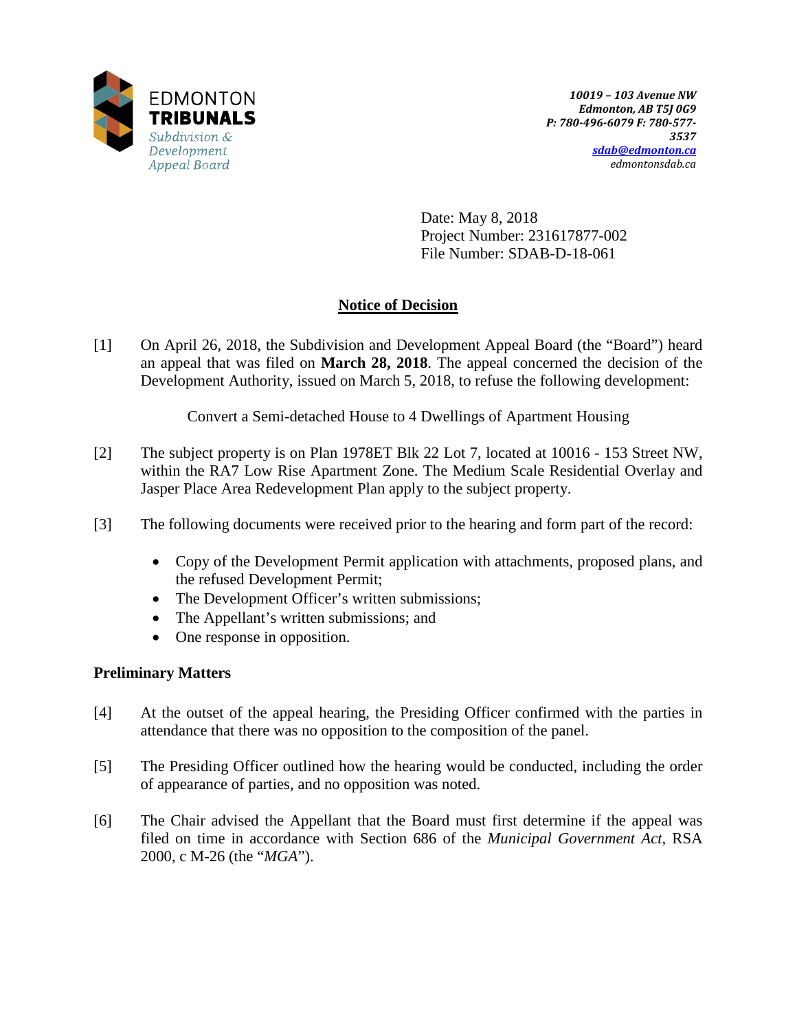EDMONTON **TRIBUNALS**
*Subdivision & Development Appeal Board*

*10019 – 103 Avenue NW*
*Edmonton, AB T5J 0G9*
*P: 780-496-6079 F: 780-577-3537*
*sdab@edmonton.ca*
*edmontonsdab.ca*

Date: May 8, 2018
Project Number: 231617877-002
File Number: SDAB-D-18-061

## Notice of Decision

[1] On April 26, 2018, the Subdivision and Development Appeal Board (the "Board") heard an appeal that was filed on **March 28, 2018**. The appeal concerned the decision of the Development Authority, issued on March 5, 2018, to refuse the following development:

Convert a Semi-detached House to 4 Dwellings of Apartment Housing

[2] The subject property is on Plan 1978ET Blk 22 Lot 7, located at 10016 - 153 Street NW, within the RA7 Low Rise Apartment Zone. The Medium Scale Residential Overlay and Jasper Place Area Redevelopment Plan apply to the subject property.

[3] The following documents were received prior to the hearing and form part of the record:

- Copy of the Development Permit application with attachments, proposed plans, and the refused Development Permit;
- The Development Officer's written submissions;
- The Appellant's written submissions; and
- One response in opposition.

### Preliminary Matters

[4] At the outset of the appeal hearing, the Presiding Officer confirmed with the parties in attendance that there was no opposition to the composition of the panel.

[5] The Presiding Officer outlined how the hearing would be conducted, including the order of appearance of parties, and no opposition was noted.

[6] The Chair advised the Appellant that the Board must first determine if the appeal was filed on time in accordance with Section 686 of the *Municipal Government Act*, RSA 2000, c M-26 (the "*MGA*").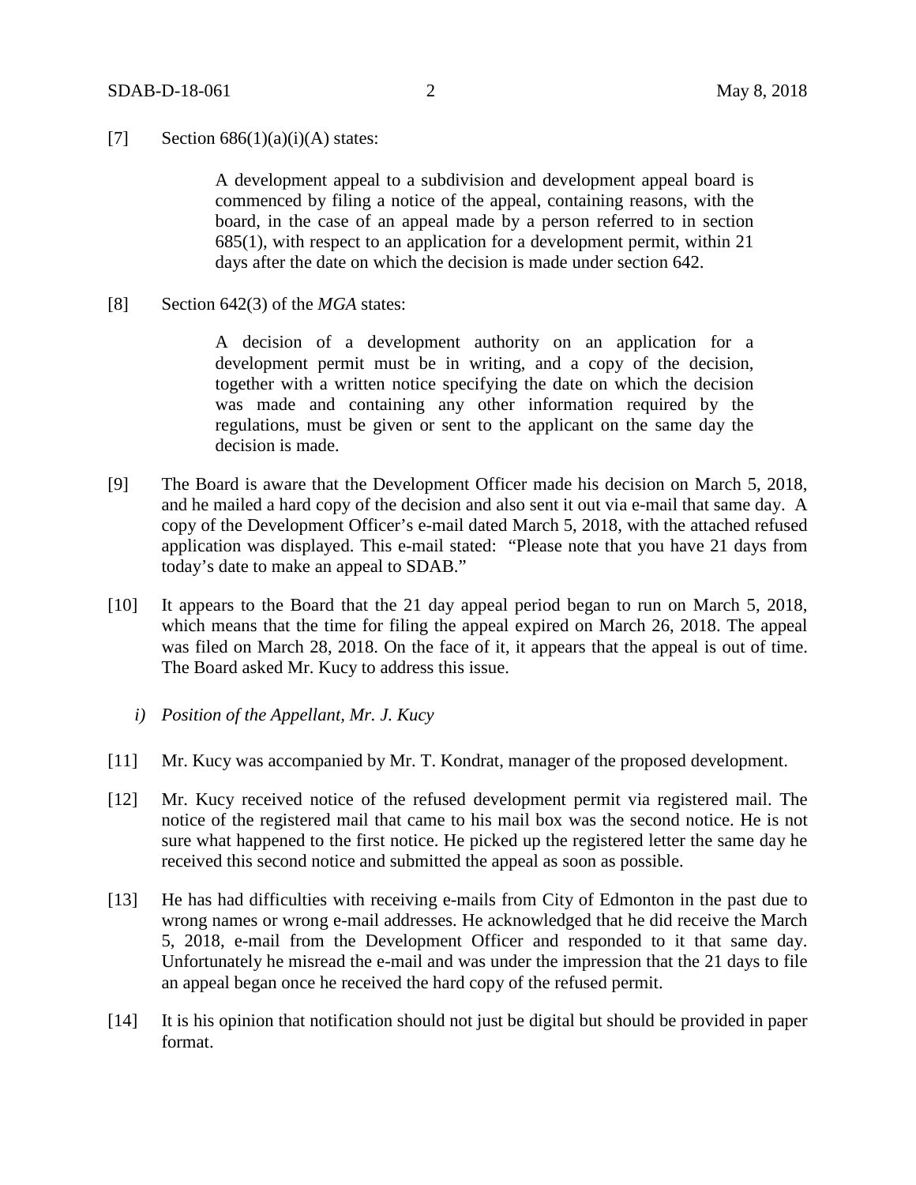[7] Section 686(1)(a)(i)(A) states:

> A development appeal to a subdivision and development appeal board is commenced by filing a notice of the appeal, containing reasons, with the board, in the case of an appeal made by a person referred to in section 685(1), with respect to an application for a development permit, within 21 days after the date on which the decision is made under section 642.

[8] Section 642(3) of the *MGA* states:

> A decision of a development authority on an application for a development permit must be in writing, and a copy of the decision, together with a written notice specifying the date on which the decision was made and containing any other information required by the regulations, must be given or sent to the applicant on the same day the decision is made.

[9] The Board is aware that the Development Officer made his decision on March 5, 2018, and he mailed a hard copy of the decision and also sent it out via e-mail that same day. A copy of the Development Officer's e-mail dated March 5, 2018, with the attached refused application was displayed. This e-mail stated: "Please note that you have 21 days from today's date to make an appeal to SDAB."

[10] It appears to the Board that the 21 day appeal period began to run on March 5, 2018, which means that the time for filing the appeal expired on March 26, 2018. The appeal was filed on March 28, 2018. On the face of it, it appears that the appeal is out of time. The Board asked Mr. Kucy to address this issue.

*i) Position of the Appellant, Mr. J. Kucy*

[11] Mr. Kucy was accompanied by Mr. T. Kondrat, manager of the proposed development.

[12] Mr. Kucy received notice of the refused development permit via registered mail. The notice of the registered mail that came to his mail box was the second notice. He is not sure what happened to the first notice. He picked up the registered letter the same day he received this second notice and submitted the appeal as soon as possible.

[13] He has had difficulties with receiving e-mails from City of Edmonton in the past due to wrong names or wrong e-mail addresses. He acknowledged that he did receive the March 5, 2018, e-mail from the Development Officer and responded to it that same day. Unfortunately he misread the e-mail and was under the impression that the 21 days to file an appeal began once he received the hard copy of the refused permit.

[14] It is his opinion that notification should not just be digital but should be provided in paper format.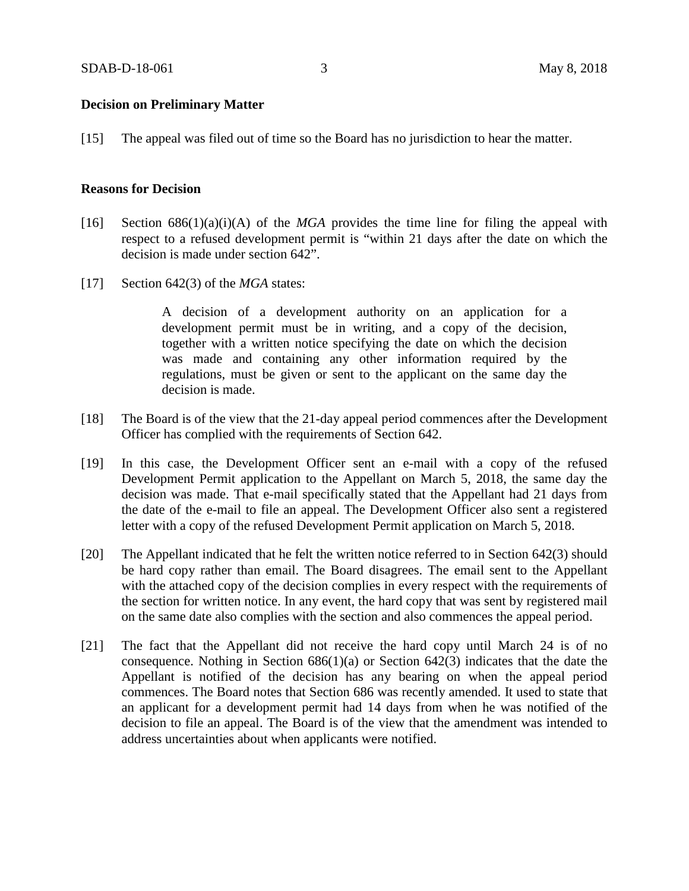**Decision on Preliminary Matter**

[15] The appeal was filed out of time so the Board has no jurisdiction to hear the matter.

**Reasons for Decision**

[16] Section 686(1)(a)(i)(A) of the *MGA* provides the time line for filing the appeal with respect to a refused development permit is "within 21 days after the date on which the decision is made under section 642".

[17] Section 642(3) of the *MGA* states:

> A decision of a development authority on an application for a development permit must be in writing, and a copy of the decision, together with a written notice specifying the date on which the decision was made and containing any other information required by the regulations, must be given or sent to the applicant on the same day the decision is made.

[18] The Board is of the view that the 21-day appeal period commences after the Development Officer has complied with the requirements of Section 642.

[19] In this case, the Development Officer sent an e-mail with a copy of the refused Development Permit application to the Appellant on March 5, 2018, the same day the decision was made. That e-mail specifically stated that the Appellant had 21 days from the date of the e-mail to file an appeal. The Development Officer also sent a registered letter with a copy of the refused Development Permit application on March 5, 2018.

[20] The Appellant indicated that he felt the written notice referred to in Section 642(3) should be hard copy rather than email. The Board disagrees. The email sent to the Appellant with the attached copy of the decision complies in every respect with the requirements of the section for written notice. In any event, the hard copy that was sent by registered mail on the same date also complies with the section and also commences the appeal period.

[21] The fact that the Appellant did not receive the hard copy until March 24 is of no consequence. Nothing in Section 686(1)(a) or Section 642(3) indicates that the date the Appellant is notified of the decision has any bearing on when the appeal period commences. The Board notes that Section 686 was recently amended. It used to state that an applicant for a development permit had 14 days from when he was notified of the decision to file an appeal. The Board is of the view that the amendment was intended to address uncertainties about when applicants were notified.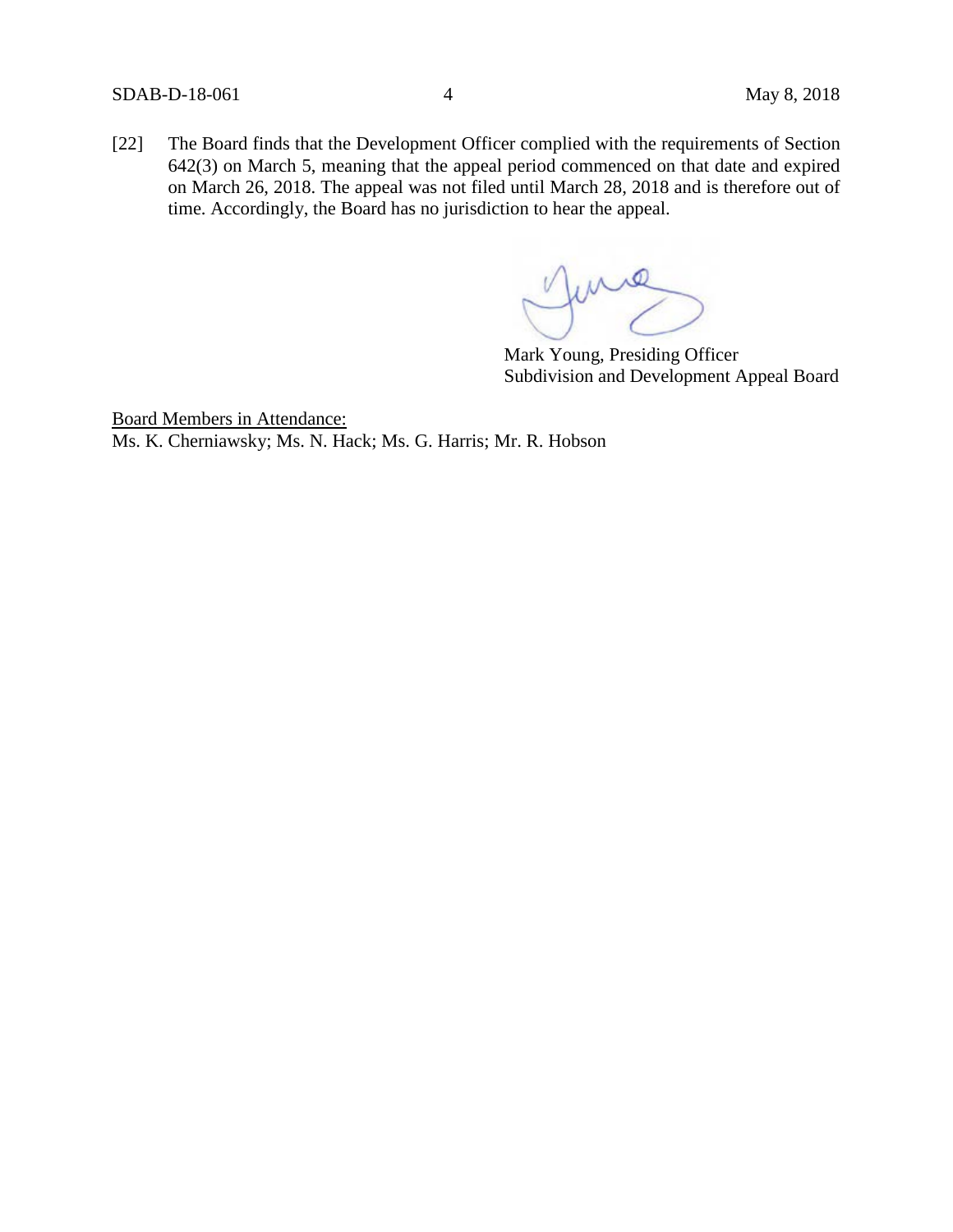[22] The Board finds that the Development Officer complied with the requirements of Section 642(3) on March 5, meaning that the appeal period commenced on that date and expired on March 26, 2018. The appeal was not filed until March 28, 2018 and is therefore out of time. Accordingly, the Board has no jurisdiction to hear the appeal.

Mark Young, Presiding Officer
Subdivision and Development Appeal Board

Board Members in Attendance:
Ms. K. Cherniawsky; Ms. N. Hack; Ms. G. Harris; Mr. R. Hobson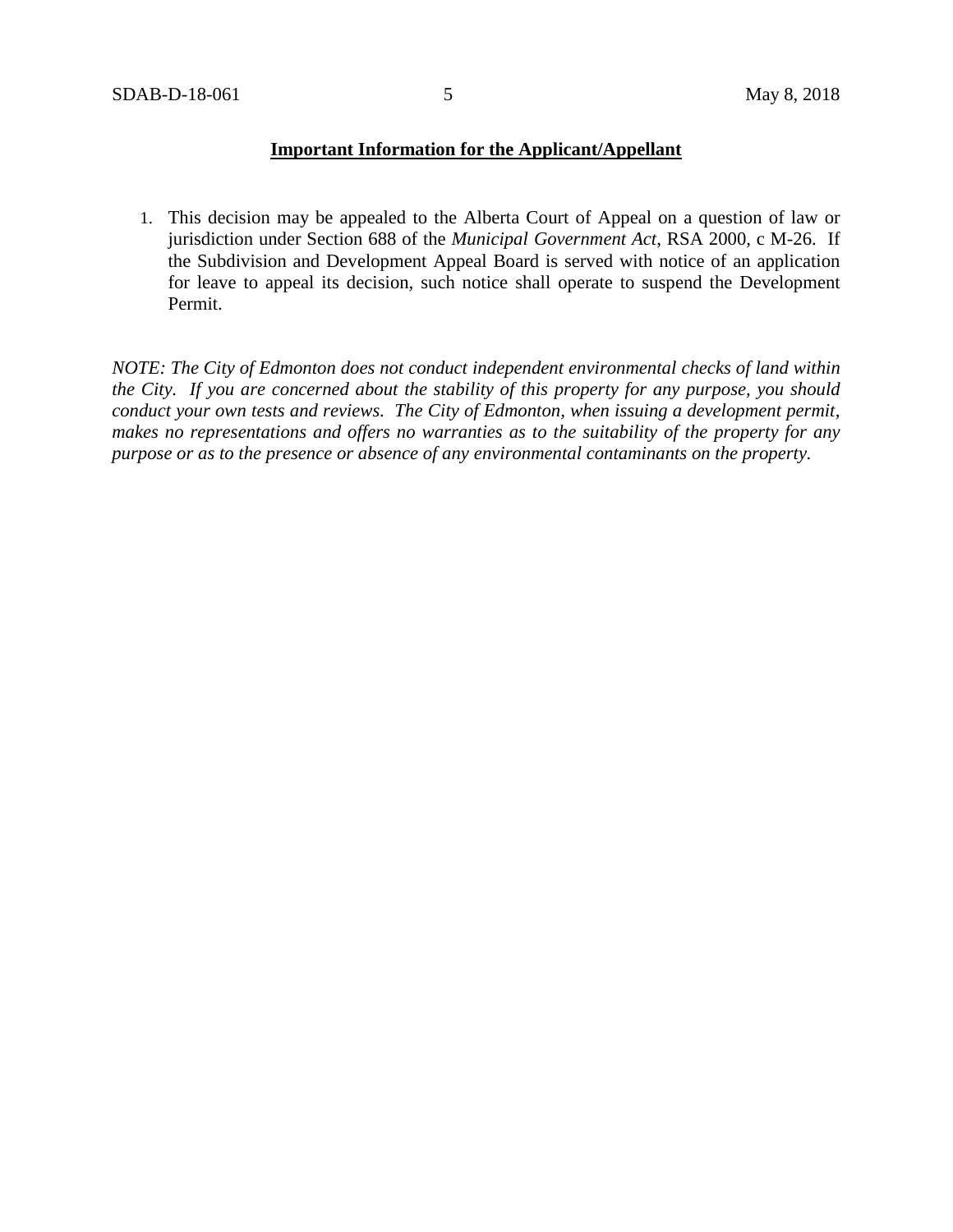**Important Information for the Applicant/Appellant**

1. This decision may be appealed to the Alberta Court of Appeal on a question of law or jurisdiction under Section 688 of the *Municipal Government Act*, RSA 2000, c M-26. If the Subdivision and Development Appeal Board is served with notice of an application for leave to appeal its decision, such notice shall operate to suspend the Development Permit.

*NOTE: The City of Edmonton does not conduct independent environmental checks of land within the City. If you are concerned about the stability of this property for any purpose, you should conduct your own tests and reviews. The City of Edmonton, when issuing a development permit, makes no representations and offers no warranties as to the suitability of the property for any purpose or as to the presence or absence of any environmental contaminants on the property.*